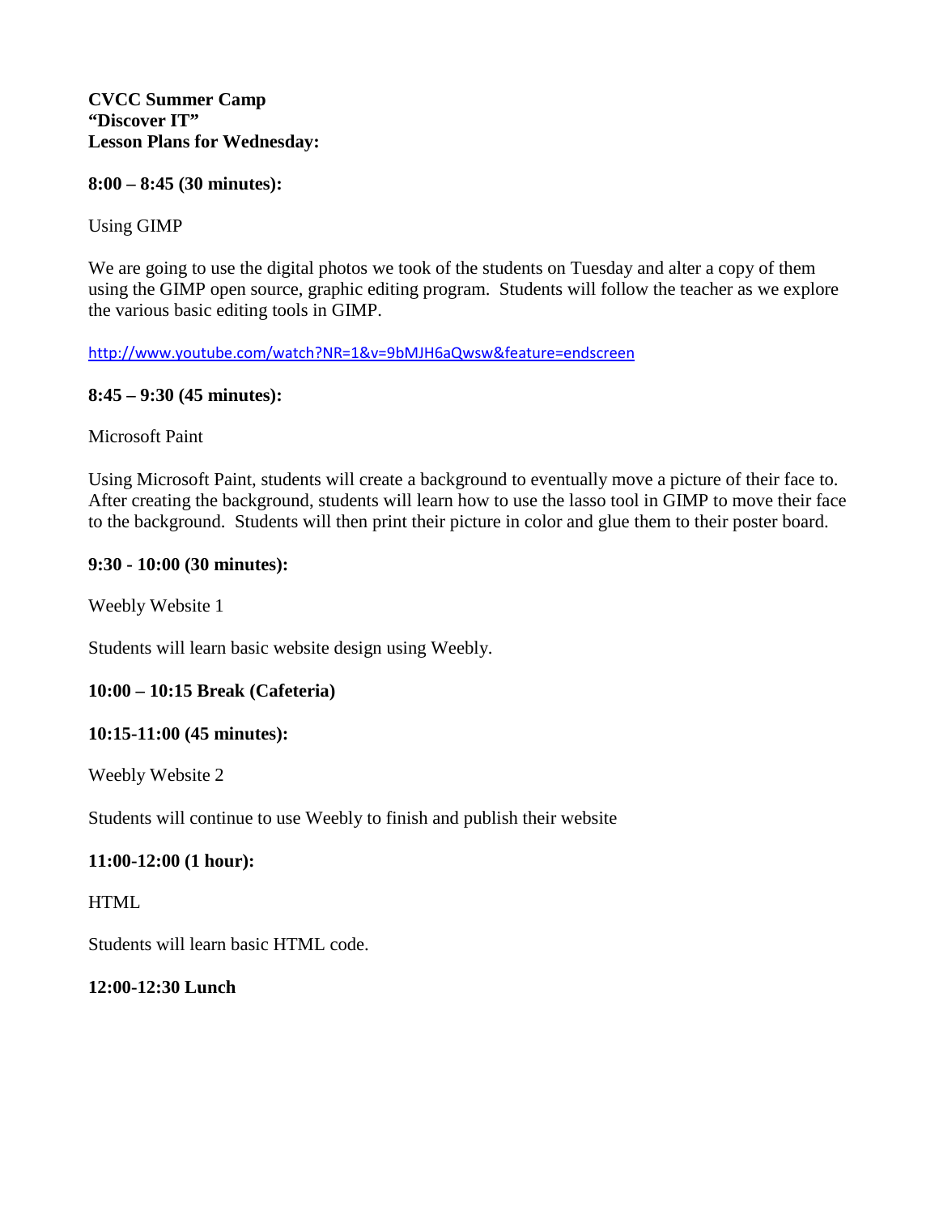**CVCC Summer Camp**
**"Discover IT"**
**Lesson Plans for Wednesday:**

**8:00 – 8:45 (30 minutes):**

Using GIMP

We are going to use the digital photos we took of the students on Tuesday and alter a copy of them using the GIMP open source, graphic editing program. Students will follow the teacher as we explore the various basic editing tools in GIMP.

http://www.youtube.com/watch?NR=1&v=9bMJH6aQwsw&feature=endscreen

**8:45 – 9:30 (45 minutes):**

Microsoft Paint

Using Microsoft Paint, students will create a background to eventually move a picture of their face to. After creating the background, students will learn how to use the lasso tool in GIMP to move their face to the background. Students will then print their picture in color and glue them to their poster board.

**9:30 - 10:00 (30 minutes):**

Weebly Website 1

Students will learn basic website design using Weebly.

**10:00 – 10:15 Break (Cafeteria)**

**10:15-11:00 (45 minutes):**

Weebly Website 2

Students will continue to use Weebly to finish and publish their website

**11:00-12:00 (1 hour):**

HTML

Students will learn basic HTML code.

**12:00-12:30 Lunch**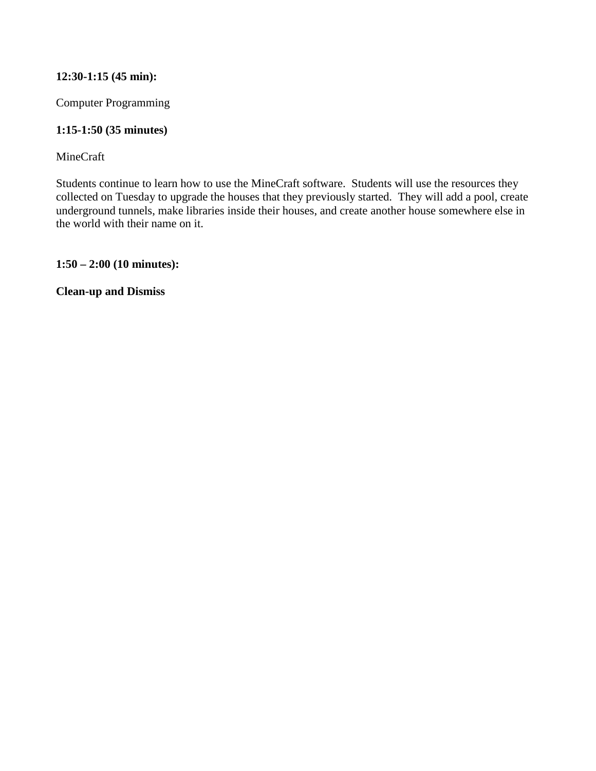**12:30-1:15 (45 min):**

Computer Programming

**1:15-1:50 (35 minutes)**

MineCraft

Students continue to learn how to use the MineCraft software. Students will use the resources they collected on Tuesday to upgrade the houses that they previously started. They will add a pool, create underground tunnels, make libraries inside their houses, and create another house somewhere else in the world with their name on it.

**1:50 – 2:00 (10 minutes):**

**Clean-up and Dismiss**